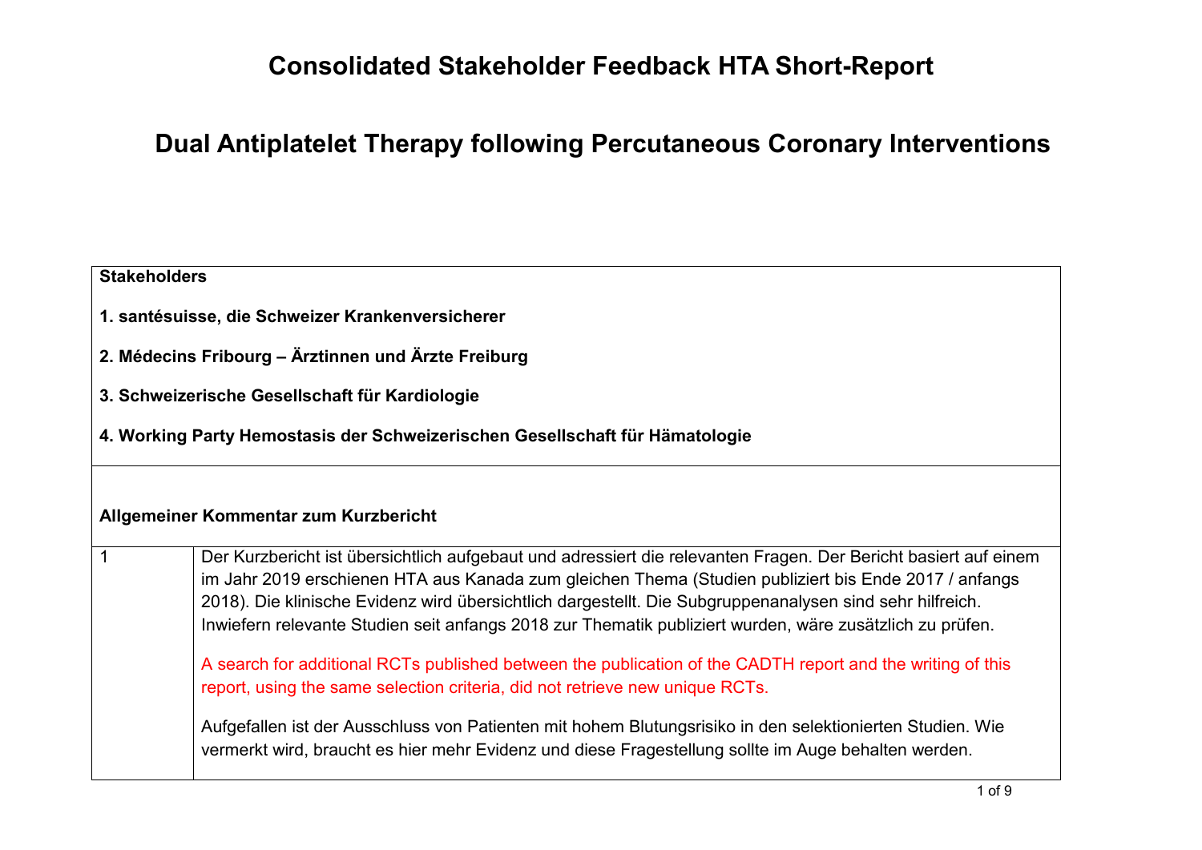# Consolidated Stakeholder Feedback HTA Short-Report

# Dual Antiplatelet Therapy following Percutaneous Coronary Interventions

| **Stakeholders** | |
|---|---|
| **1. santésuisse, die Schweizer Krankenversicherer**<br><br>**2. Médecins Fribourg – Ärztinnen und Ärzte Freiburg**<br><br>**3. Schweizerische Gesellschaft für Kardiologie**<br><br>**4. Working Party Hemostasis der Schweizerischen Gesellschaft für Hämatologie** | |
| **Allgemeiner Kommentar zum Kurzbericht** | |
| 1 | Der Kurzbericht ist übersichtlich aufgebaut und adressiert die relevanten Fragen. Der Bericht basiert auf einem im Jahr 2019 erschienen HTA aus Kanada zum gleichen Thema (Studien publiziert bis Ende 2017 / anfangs 2018). Die klinische Evidenz wird übersichtlich dargestellt. Die Subgruppenanalysen sind sehr hilfreich. Inwiefern relevante Studien seit anfangs 2018 zur Thematik publiziert wurden, wäre zusätzlich zu prüfen.<br><br>A search for additional RCTs published between the publication of the CADTH report and the writing of this report, using the same selection criteria, did not retrieve new unique RCTs.<br><br>Aufgefallen ist der Ausschluss von Patienten mit hohem Blutungsrisiko in den selektionierten Studien. Wie vermerkt wird, braucht es hier mehr Evidenz und diese Fragestellung sollte im Auge behalten werden. |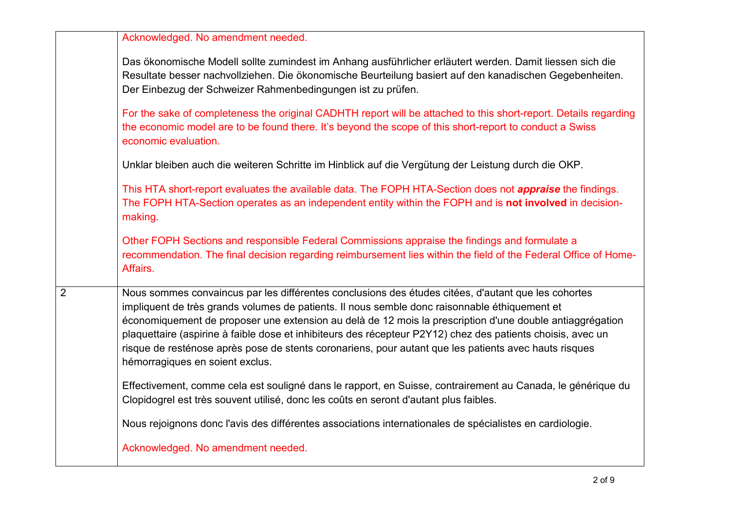| | |
|---|---|
| | Acknowledged. No amendment needed.<br><br>Das ökonomische Modell sollte zumindest im Anhang ausführlicher erläutert werden. Damit liessen sich die Resultate besser nachvollziehen. Die ökonomische Beurteilung basiert auf den kanadischen Gegebenheiten. Der Einbezug der Schweizer Rahmenbedingungen ist zu prüfen.<br><br>For the sake of completeness the original CADHTH report will be attached to this short-report. Details regarding the economic model are to be found there. It's beyond the scope of this short-report to conduct a Swiss economic evaluation.<br><br>Unklar bleiben auch die weiteren Schritte im Hinblick auf die Vergütung der Leistung durch die OKP.<br><br>This HTA short-report evaluates the available data. The FOPH HTA-Section does not ***appraise*** the findings. The FOPH HTA-Section operates as an independent entity within the FOPH and is **not involved** in decision-making.<br><br>Other FOPH Sections and responsible Federal Commissions appraise the findings and formulate a recommendation. The final decision regarding reimbursement lies within the field of the Federal Office of Home-Affairs. |
| 2 | Nous sommes convaincus par les différentes conclusions des études citées, d'autant que les cohortes impliquent de très grands volumes de patients. Il nous semble donc raisonnable éthiquement et économiquement de proposer une extension au delà de 12 mois la prescription d'une double antiaggrégation plaquettaire (aspirine à faible dose et inhibiteurs des récepteur P2Y12) chez des patients choisis, avec un risque de resténose après pose de stents coronariens, pour autant que les patients avec hauts risques hémorragiques en soient exclus.<br><br>Effectivement, comme cela est souligné dans le rapport, en Suisse, contrairement au Canada, le générique du Clopidogrel est très souvent utilisé, donc les coûts en seront d'autant plus faibles.<br><br>Nous rejoignons donc l'avis des différentes associations internationales de spécialistes en cardiologie.<br><br>Acknowledged. No amendment needed. |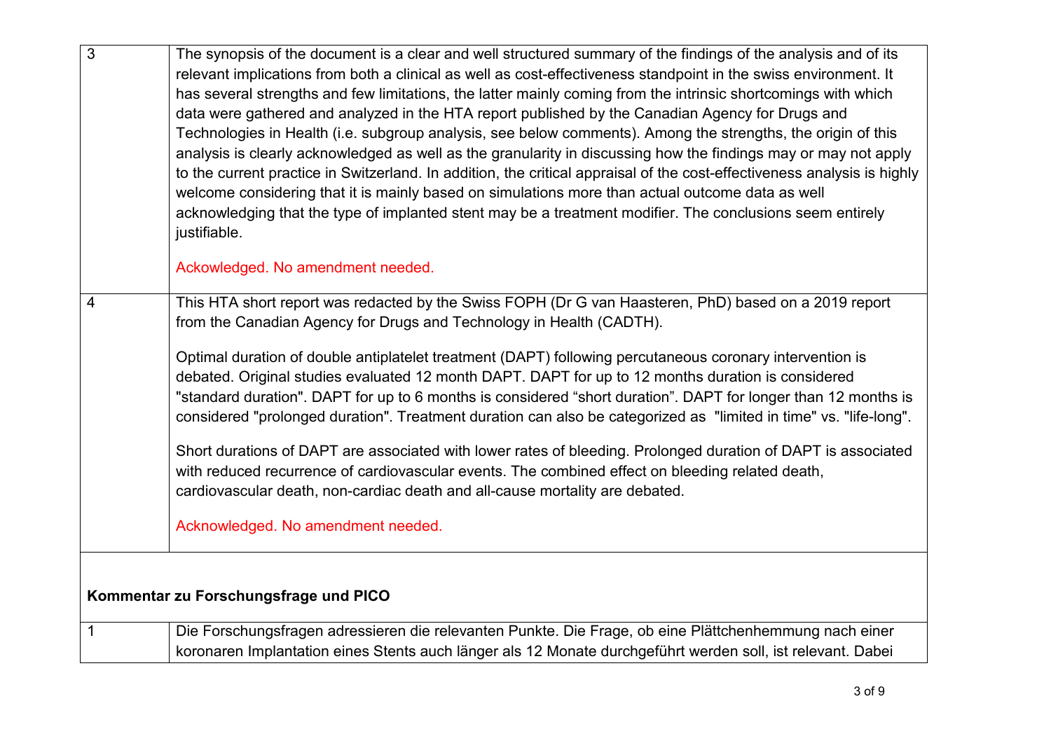| | |
|---|---|
| 3 | The synopsis of the document is a clear and well structured summary of the findings of the analysis and of its relevant implications from both a clinical as well as cost-effectiveness standpoint in the swiss environment. It has several strengths and few limitations, the latter mainly coming from the intrinsic shortcomings with which data were gathered and analyzed in the HTA report published by the Canadian Agency for Drugs and Technologies in Health (i.e. subgroup analysis, see below comments). Among the strengths, the origin of this analysis is clearly acknowledged as well as the granularity in discussing how the findings may or may not apply to the current practice in Switzerland. In addition, the critical appraisal of the cost-effectiveness analysis is highly welcome considering that it is mainly based on simulations more than actual outcome data as well acknowledging that the type of implanted stent may be a treatment modifier. The conclusions seem entirely justifiable.<br><br>Ackowledged. No amendment needed. |
| 4 | This HTA short report was redacted by the Swiss FOPH (Dr G van Haasteren, PhD) based on a 2019 report from the Canadian Agency for Drugs and Technology in Health (CADTH).<br><br>Optimal duration of double antiplatelet treatment (DAPT) following percutaneous coronary intervention is debated. Original studies evaluated 12 month DAPT. DAPT for up to 12 months duration is considered "standard duration". DAPT for up to 6 months is considered "short duration". DAPT for longer than 12 months is considered "prolonged duration". Treatment duration can also be categorized as "limited in time" vs. "life-long".<br><br>Short durations of DAPT are associated with lower rates of bleeding. Prolonged duration of DAPT is associated with reduced recurrence of cardiovascular events. The combined effect on bleeding related death, cardiovascular death, non-cardiac death and all-cause mortality are debated.<br><br>Acknowledged. No amendment needed. |
| **Kommentar zu Forschungsfrage und PICO** | |
| 1 | Die Forschungsfragen adressieren die relevanten Punkte. Die Frage, ob eine Plättchenhemmung nach einer koronaren Implantation eines Stents auch länger als 12 Monate durchgeführt werden soll, ist relevant. Dabei |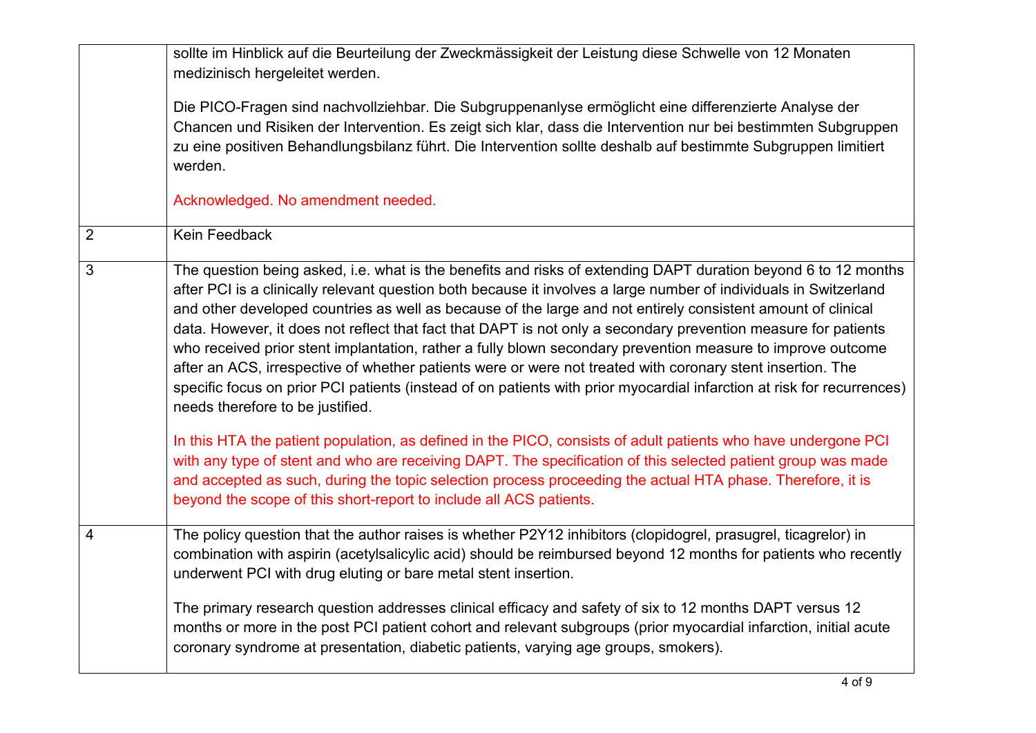| | |
|---|---|
| | sollte im Hinblick auf die Beurteilung der Zweckmässigkeit der Leistung diese Schwelle von 12 Monaten medizinisch hergeleitet werden.<br><br>Die PICO-Fragen sind nachvollziehbar. Die Subgruppenanlyse ermöglicht eine differenzierte Analyse der Chancen und Risiken der Intervention. Es zeigt sich klar, dass die Intervention nur bei bestimmten Subgruppen zu eine positiven Behandlungsbilanz führt. Die Intervention sollte deshalb auf bestimmte Subgruppen limitiert werden.<br><br>Acknowledged. No amendment needed. |
| 2 | Kein Feedback |
| 3 | The question being asked, i.e. what is the benefits and risks of extending DAPT duration beyond 6 to 12 months after PCI is a clinically relevant question both because it involves a large number of individuals in Switzerland and other developed countries as well as because of the large and not entirely consistent amount of clinical data. However, it does not reflect that fact that DAPT is not only a secondary prevention measure for patients who received prior stent implantation, rather a fully blown secondary prevention measure to improve outcome after an ACS, irrespective of whether patients were or were not treated with coronary stent insertion. The specific focus on prior PCI patients (instead of on patients with prior myocardial infarction at risk for recurrences) needs therefore to be justified.<br><br>In this HTA the patient population, as defined in the PICO, consists of adult patients who have undergone PCI with any type of stent and who are receiving DAPT. The specification of this selected patient group was made and accepted as such, during the topic selection process proceeding the actual HTA phase. Therefore, it is beyond the scope of this short-report to include all ACS patients. |
| 4 | The policy question that the author raises is whether P2Y12 inhibitors (clopidogrel, prasugrel, ticagrelor) in combination with aspirin (acetylsalicylic acid) should be reimbursed beyond 12 months for patients who recently underwent PCI with drug eluting or bare metal stent insertion.<br><br>The primary research question addresses clinical efficacy and safety of six to 12 months DAPT versus 12 months or more in the post PCI patient cohort and relevant subgroups (prior myocardial infarction, initial acute coronary syndrome at presentation, diabetic patients, varying age groups, smokers). |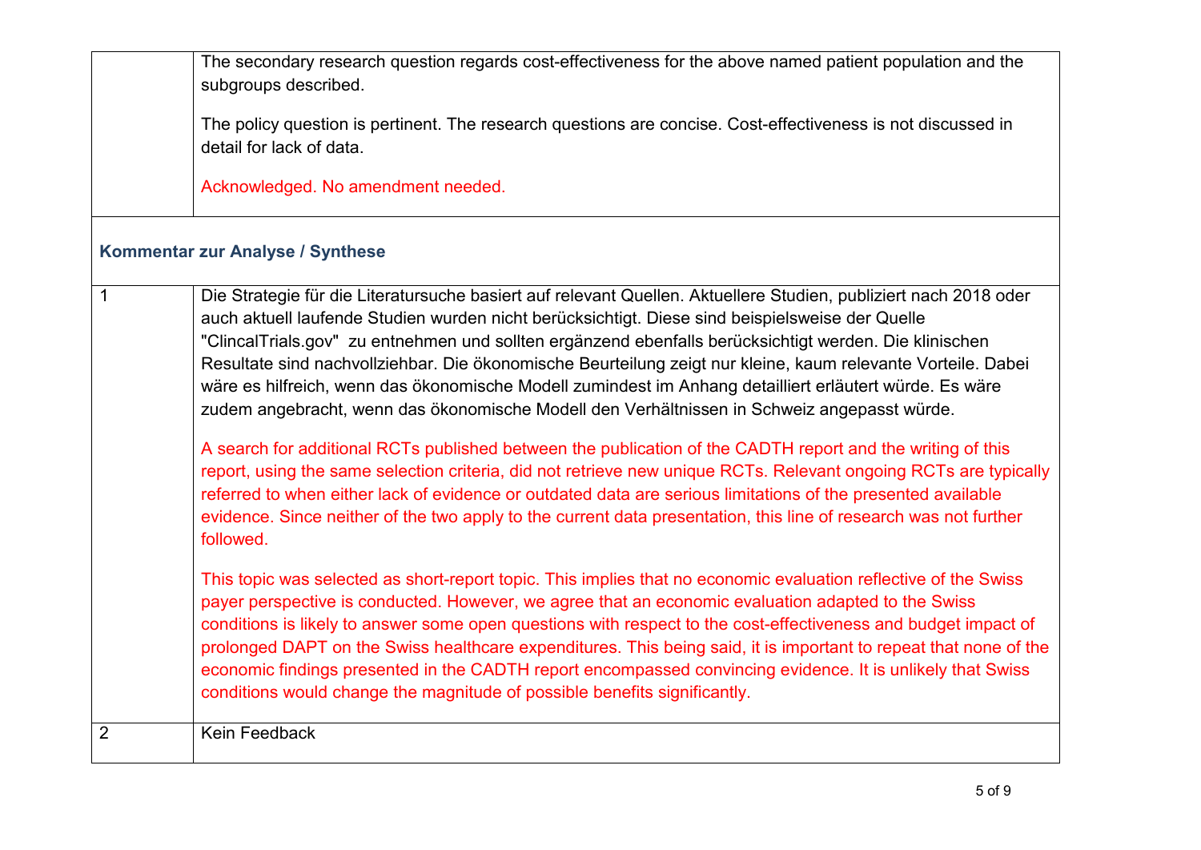| | |
|---|---|
| | The secondary research question regards cost-effectiveness for the above named patient population and the subgroups described.<br><br>The policy question is pertinent. The research questions are concise. Cost-effectiveness is not discussed in detail for lack of data.<br><br>Acknowledged. No amendment needed. |

**Kommentar zur Analyse / Synthese**

| | |
|---|---|
| 1 | Die Strategie für die Literatursuche basiert auf relevant Quellen. Aktuellere Studien, publiziert nach 2018 oder auch aktuell laufende Studien wurden nicht berücksichtigt. Diese sind beispielsweise der Quelle "ClincalTrials.gov"  zu entnehmen und sollten ergänzend ebenfalls berücksichtigt werden. Die klinischen Resultate sind nachvollziehbar. Die ökonomische Beurteilung zeigt nur kleine, kaum relevante Vorteile. Dabei wäre es hilfreich, wenn das ökonomische Modell zumindest im Anhang detailliert erläutert würde. Es wäre zudem angebracht, wenn das ökonomische Modell den Verhältnissen in Schweiz angepasst würde.<br><br>A search for additional RCTs published between the publication of the CADTH report and the writing of this report, using the same selection criteria, did not retrieve new unique RCTs. Relevant ongoing RCTs are typically referred to when either lack of evidence or outdated data are serious limitations of the presented available evidence. Since neither of the two apply to the current data presentation, this line of research was not further followed.<br><br>This topic was selected as short-report topic. This implies that no economic evaluation reflective of the Swiss payer perspective is conducted. However, we agree that an economic evaluation adapted to the Swiss conditions is likely to answer some open questions with respect to the cost-effectiveness and budget impact of prolonged DAPT on the Swiss healthcare expenditures. This being said, it is important to repeat that none of the economic findings presented in the CADTH report encompassed convincing evidence. It is unlikely that Swiss conditions would change the magnitude of possible benefits significantly. |
| 2 | Kein Feedback |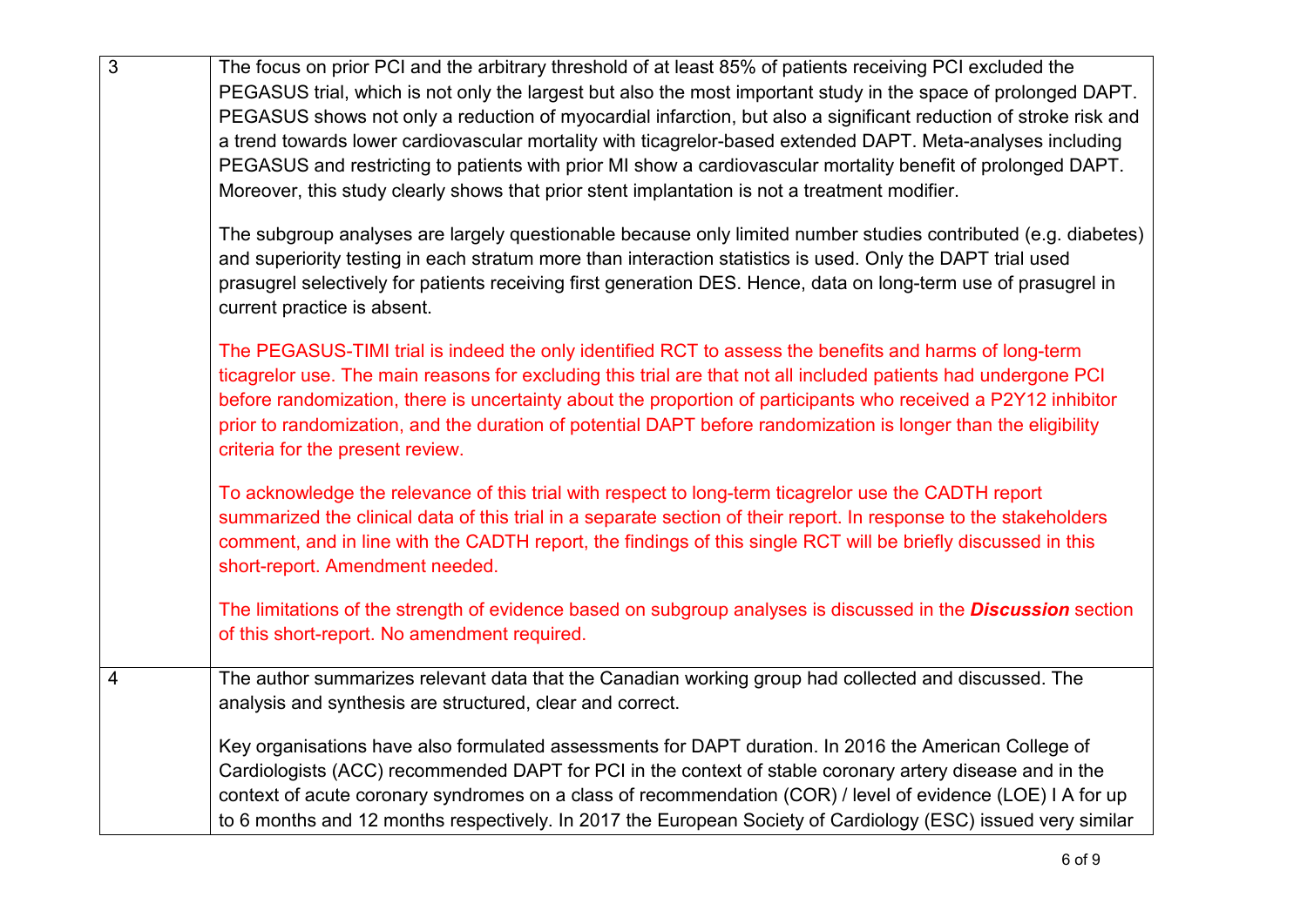| | |
|---|---|
| 3 | The focus on prior PCI and the arbitrary threshold of at least 85% of patients receiving PCI excluded the PEGASUS trial, which is not only the largest but also the most important study in the space of prolonged DAPT. PEGASUS shows not only a reduction of myocardial infarction, but also a significant reduction of stroke risk and a trend towards lower cardiovascular mortality with ticagrelor-based extended DAPT. Meta-analyses including PEGASUS and restricting to patients with prior MI show a cardiovascular mortality benefit of prolonged DAPT. Moreover, this study clearly shows that prior stent implantation is not a treatment modifier.<br><br>The subgroup analyses are largely questionable because only limited number studies contributed (e.g. diabetes) and superiority testing in each stratum more than interaction statistics is used. Only the DAPT trial used prasugrel selectively for patients receiving first generation DES. Hence, data on long-term use of prasugrel in current practice is absent.<br><br>The PEGASUS-TIMI trial is indeed the only identified RCT to assess the benefits and harms of long-term ticagrelor use. The main reasons for excluding this trial are that not all included patients had undergone PCI before randomization, there is uncertainty about the proportion of participants who received a P2Y12 inhibitor prior to randomization, and the duration of potential DAPT before randomization is longer than the eligibility criteria for the present review.<br><br>To acknowledge the relevance of this trial with respect to long-term ticagrelor use the CADTH report summarized the clinical data of this trial in a separate section of their report. In response to the stakeholders comment, and in line with the CADTH report, the findings of this single RCT will be briefly discussed in this short-report. Amendment needed.<br><br>The limitations of the strength of evidence based on subgroup analyses is discussed in the ***Discussion*** section of this short-report. No amendment required. |
| 4 | The author summarizes relevant data that the Canadian working group had collected and discussed. The analysis and synthesis are structured, clear and correct.<br><br>Key organisations have also formulated assessments for DAPT duration. In 2016 the American College of Cardiologists (ACC) recommended DAPT for PCI in the context of stable coronary artery disease and in the context of acute coronary syndromes on a class of recommendation (COR) / level of evidence (LOE) I A for up to 6 months and 12 months respectively. In 2017 the European Society of Cardiology (ESC) issued very similar |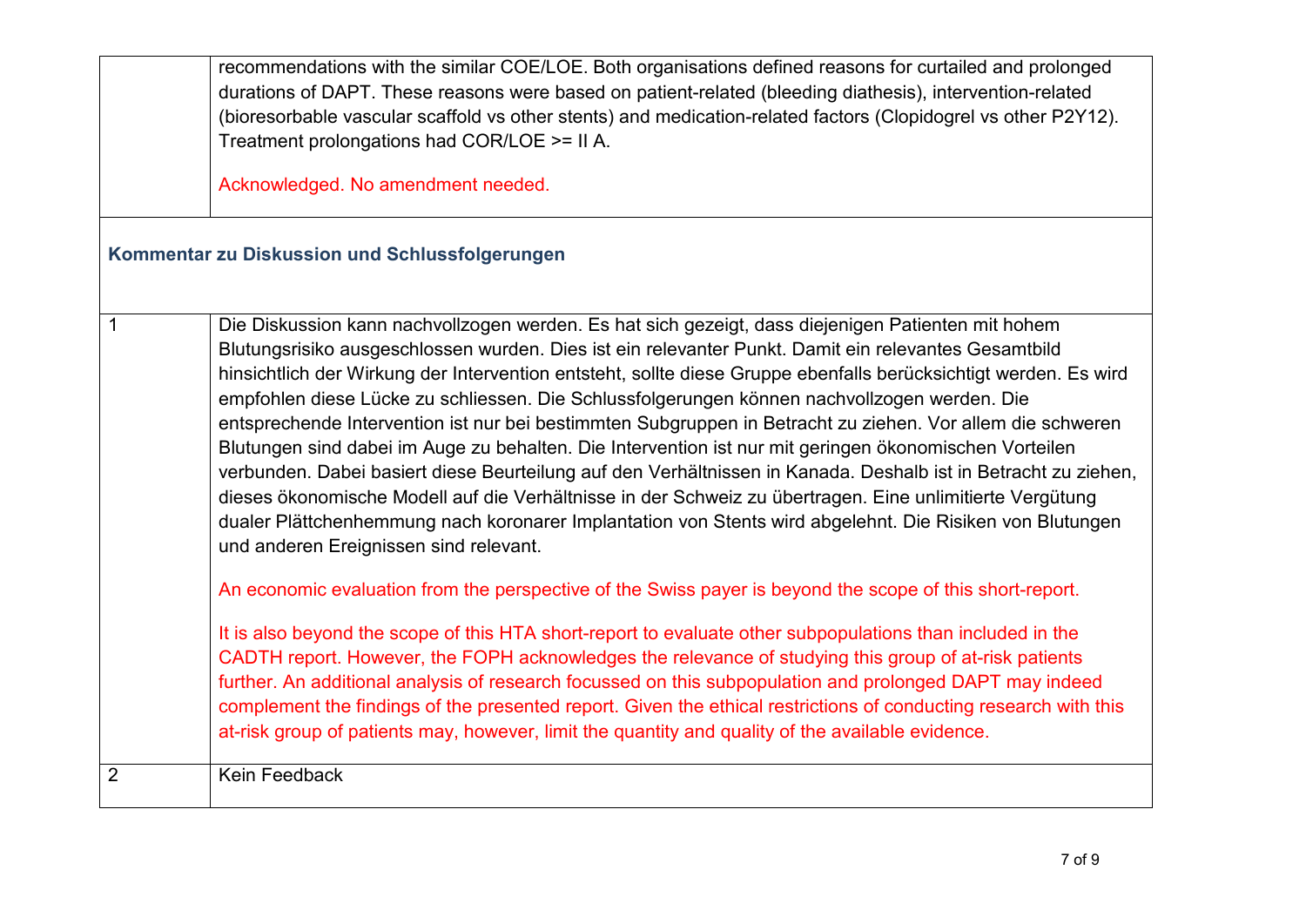| | |
|---|---|
| | recommendations with the similar COE/LOE. Both organisations defined reasons for curtailed and prolonged durations of DAPT. These reasons were based on patient-related (bleeding diathesis), intervention-related (bioresorbable vascular scaffold vs other stents) and medication-related factors (Clopidogrel vs other P2Y12). Treatment prolongations had COR/LOE >= II A.<br><br>Acknowledged. No amendment needed. |

**Kommentar zu Diskussion und Schlussfolgerungen**

| | |
|---|---|
| 1 | Die Diskussion kann nachvollzogen werden. Es hat sich gezeigt, dass diejenigen Patienten mit hohem Blutungsrisiko ausgeschlossen wurden. Dies ist ein relevanter Punkt. Damit ein relevantes Gesamtbild hinsichtlich der Wirkung der Intervention entsteht, sollte diese Gruppe ebenfalls berücksichtigt werden. Es wird empfohlen diese Lücke zu schliessen. Die Schlussfolgerungen können nachvollzogen werden. Die entsprechende Intervention ist nur bei bestimmten Subgruppen in Betracht zu ziehen. Vor allem die schweren Blutungen sind dabei im Auge zu behalten. Die Intervention ist nur mit geringen ökonomischen Vorteilen verbunden. Dabei basiert diese Beurteilung auf den Verhältnissen in Kanada. Deshalb ist in Betracht zu ziehen, dieses ökonomische Modell auf die Verhältnisse in der Schweiz zu übertragen. Eine unlimitierte Vergütung dualer Plättchenhemmung nach koronarer Implantation von Stents wird abgelehnt. Die Risiken von Blutungen und anderen Ereignissen sind relevant.<br><br>An economic evaluation from the perspective of the Swiss payer is beyond the scope of this short-report.<br><br>It is also beyond the scope of this HTA short-report to evaluate other subpopulations than included in the CADTH report. However, the FOPH acknowledges the relevance of studying this group of at-risk patients further. An additional analysis of research focussed on this subpopulation and prolonged DAPT may indeed complement the findings of the presented report. Given the ethical restrictions of conducting research with this at-risk group of patients may, however, limit the quantity and quality of the available evidence. |
| 2 | Kein Feedback |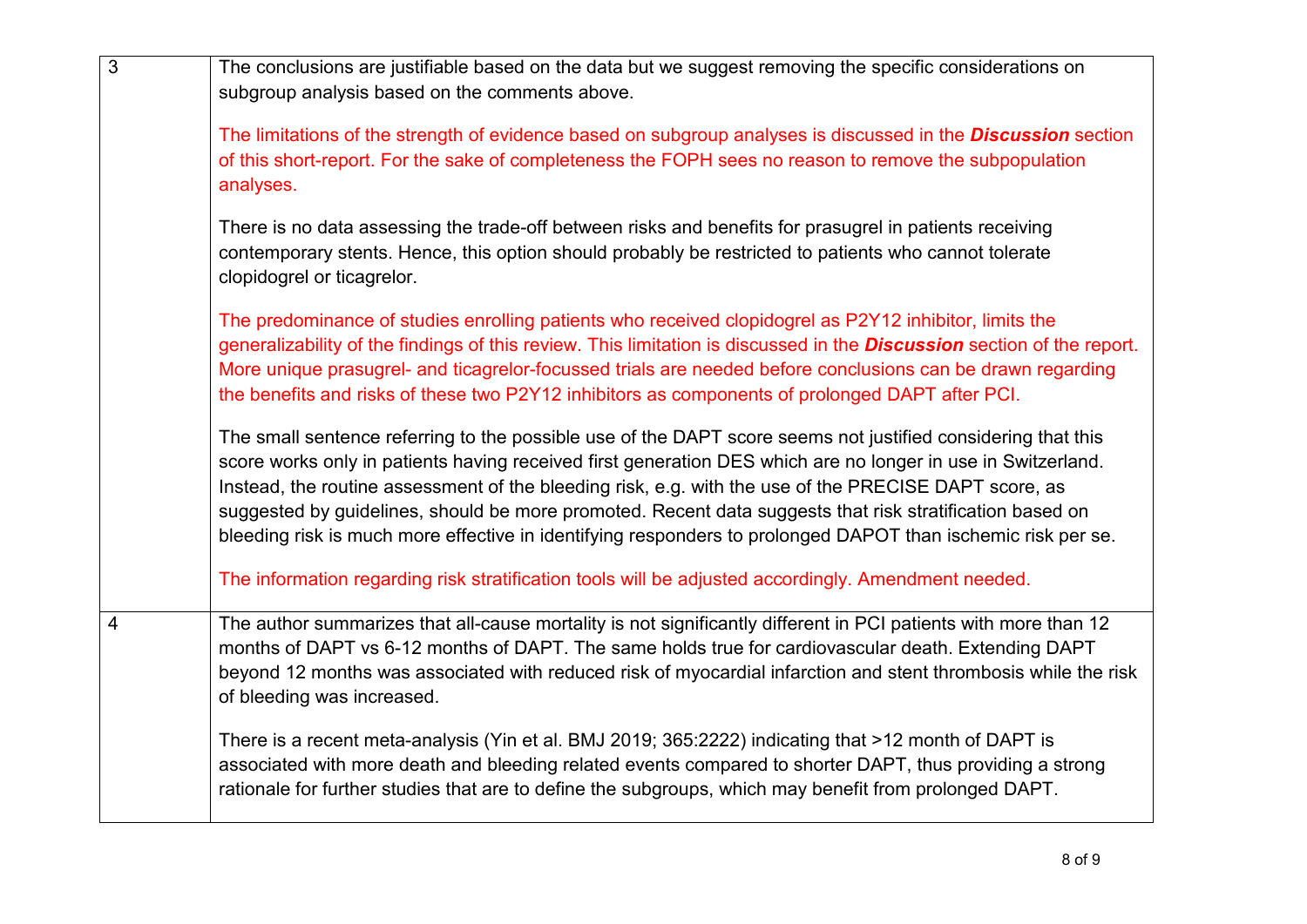| | |
|---|---|
| 3 | The conclusions are justifiable based on the data but we suggest removing the specific considerations on subgroup analysis based on the comments above.<br><br>The limitations of the strength of evidence based on subgroup analyses is discussed in the ***Discussion*** section of this short-report. For the sake of completeness the FOPH sees no reason to remove the subpopulation analyses.<br><br>There is no data assessing the trade-off between risks and benefits for prasugrel in patients receiving contemporary stents. Hence, this option should probably be restricted to patients who cannot tolerate clopidogrel or ticagrelor.<br><br>The predominance of studies enrolling patients who received clopidogrel as P2Y12 inhibitor, limits the generalizability of the findings of this review. This limitation is discussed in the ***Discussion*** section of the report. More unique prasugrel- and ticagrelor-focussed trials are needed before conclusions can be drawn regarding the benefits and risks of these two P2Y12 inhibitors as components of prolonged DAPT after PCI.<br><br>The small sentence referring to the possible use of the DAPT score seems not justified considering that this score works only in patients having received first generation DES which are no longer in use in Switzerland. Instead, the routine assessment of the bleeding risk, e.g. with the use of the PRECISE DAPT score, as suggested by guidelines, should be more promoted. Recent data suggests that risk stratification based on bleeding risk is much more effective in identifying responders to prolonged DAPOT than ischemic risk per se.<br><br>The information regarding risk stratification tools will be adjusted accordingly. Amendment needed. |
| 4 | The author summarizes that all-cause mortality is not significantly different in PCI patients with more than 12 months of DAPT vs 6-12 months of DAPT. The same holds true for cardiovascular death. Extending DAPT beyond 12 months was associated with reduced risk of myocardial infarction and stent thrombosis while the risk of bleeding was increased.<br><br>There is a recent meta-analysis (Yin et al. BMJ 2019; 365:2222) indicating that >12 month of DAPT is associated with more death and bleeding related events compared to shorter DAPT, thus providing a strong rationale for further studies that are to define the subgroups, which may benefit from prolonged DAPT. |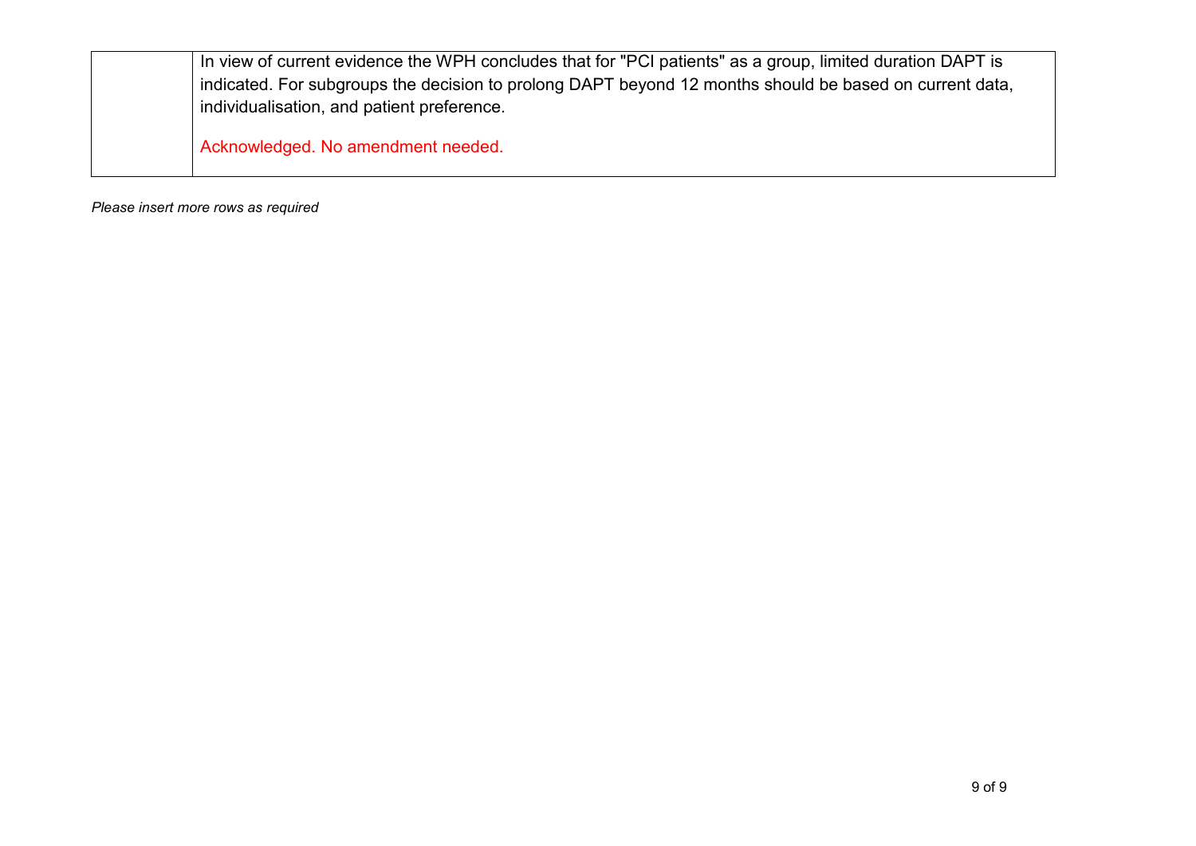| | |
|---|---|
| | In view of current evidence the WPH concludes that for "PCI patients" as a group, limited duration DAPT is indicated. For subgroups the decision to prolong DAPT beyond 12 months should be based on current data, individualisation, and patient preference.<br><br>Acknowledged. No amendment needed. |

*Please insert more rows as required*